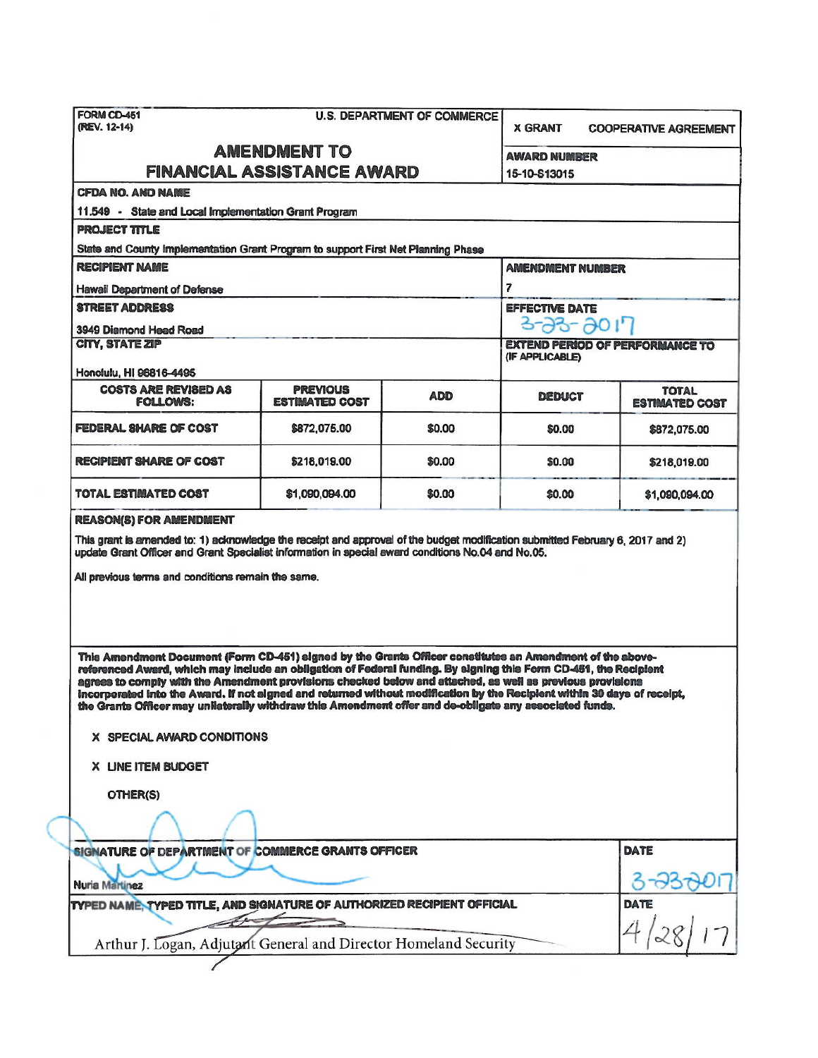FORM CD-451 (REV. 12-14)

U.S. DEPARTMENT OF COMMERCE

# AMENDMENT TO FINANCIAL ASSISTANCE AWARD

X GRANT    COOPERATIVE AGREEMENT

**AWARD NUMBER**
15-10-S13015

**CFDA NO. AND NAME**
11.549 - State and Local Implementation Grant Program

**PROJECT TITLE**
State and County Implementation Grant Program to support First Net Planning Phase

**RECIPIENT NAME**
Hawaii Department of Defense

**AMENDMENT NUMBER**
7

**STREET ADDRESS**
3949 Diamond Head Road

**EFFECTIVE DATE**
3-23-2017

**CITY, STATE ZIP**
Honolulu, HI 96816-4495

**EXTEND PERIOD OF PERFORMANCE TO (IF APPLICABLE)**

| COSTS ARE REVISED AS FOLLOWS: | PREVIOUS ESTIMATED COST | ADD | DEDUCT | TOTAL ESTIMATED COST |
|---|---|---|---|---|
| FEDERAL SHARE OF COST | $872,075.00 | $0.00 | $0.00 | $872,075.00 |
| RECIPIENT SHARE OF COST | $218,019.00 | $0.00 | $0.00 | $218,019.00 |
| TOTAL ESTIMATED COST | $1,090,094.00 | $0.00 | $0.00 | $1,090,094.00 |

**REASON(S) FOR AMENDMENT**

This grant is amended to: 1) acknowledge the receipt and approval of the budget modification submitted February 6, 2017 and 2) update Grant Officer and Grant Specialist information in special award conditions No.04 and No.05.

All previous terms and conditions remain the same.

**This Amendment Document (Form CD-451) signed by the Grants Officer constitutes an Amendment of the above-referenced Award, which may include an obligation of Federal funding. By signing this Form CD-451, the Recipient agrees to comply with the Amendment provisions checked below and attached, as well as previous provisions incorporated into the Award. If not signed and returned without modification by the Recipient within 30 days of receipt, the Grants Officer may unilaterally withdraw this Amendment offer and de-obligate any associated funds.**

X SPECIAL AWARD CONDITIONS

X LINE ITEM BUDGET

OTHER(S)

**SIGNATURE OF DEPARTMENT OF COMMERCE GRANTS OFFICER**
Nuria Martinez

**DATE**
3-23-2017

**TYPED NAME, TYPED TITLE, AND SIGNATURE OF AUTHORIZED RECIPIENT OFFICIAL**
Arthur J. Logan, Adjutant General and Director Homeland Security

**DATE**
4/28/17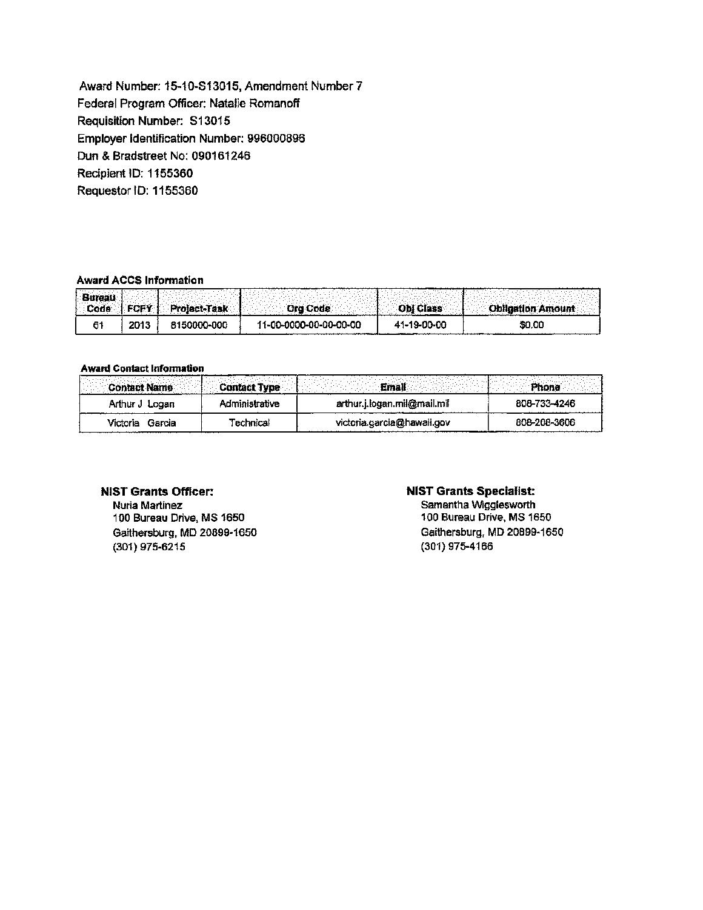Award Number: 15-10-S13015, Amendment Number 7
Federal Program Officer: Natalie Romanoff
Requisition Number: S13015
Employer Identification Number: 996000896
Dun & Bradstreet No: 090161246
Recipient ID: 1155360
Requestor ID: 1155360

**Award ACCS Information**

| Bureau Code | FCFY | Project-Task | Org Code | Obj Class | Obligation Amount |
|---|---|---|---|---|---|
| 61 | 2013 | 8150000-000 | 11-00-0000-00-00-00-00 | 41-19-00-00 | $0.00 |

**Award Contact Information**

| Contact Name | Contact Type | Email | Phone |
|---|---|---|---|
| Arthur J Logan | Administrative | arthur.j.logan.mil@mail.mil | 808-733-4246 |
| Victoria Garcia | Technical | victoria.garcia@hawaii.gov | 808-208-3606 |

**NIST Grants Officer:**
Nuria Martinez
100 Bureau Drive, MS 1650
Gaithersburg, MD 20899-1650
(301) 975-6215

**NIST Grants Specialist:**
Samantha Wigglesworth
100 Bureau Drive, MS 1650
Gaithersburg, MD 20899-1650
(301) 975-4166